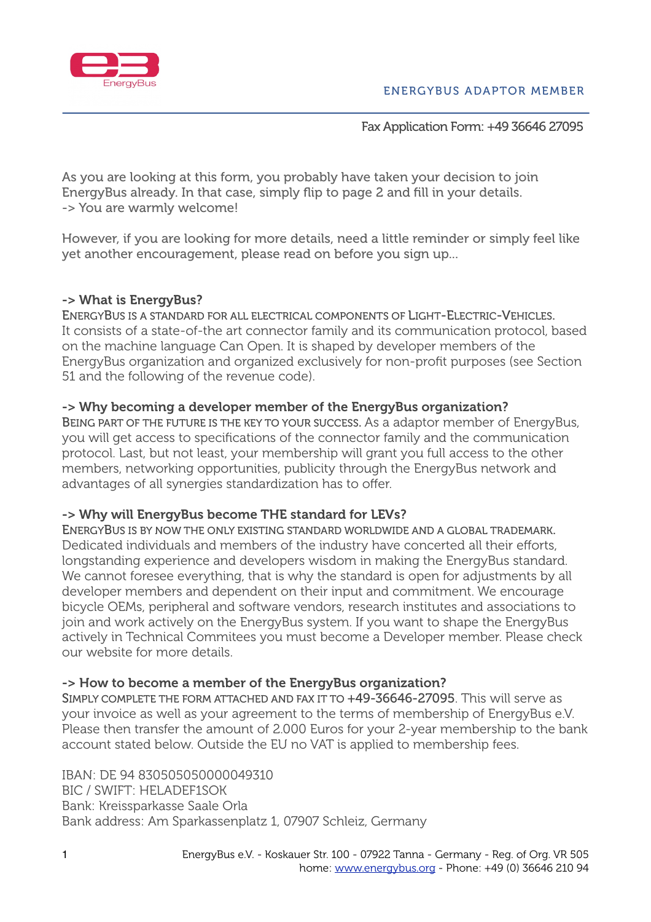ENERGYBUS ADAPTOR MEMBER

Fax Application Form: +49 36646 27095

As you are looking at this form, you probably have taken your decision to join EnergyBus already. In that case, simply flip to page 2 and fill in your details.
-> You are warmly welcome!

However, if you are looking for more details, need a little reminder or simply feel like yet another encouragement, please read on before you sign up...

**-> What is EnergyBus?**

EnergyBus is a standard for all electrical components of Light-Electric-Vehicles. It consists of a state-of-the art connector family and its communication protocol, based on the machine language Can Open. It is shaped by developer members of the EnergyBus organization and organized exclusively for non-profit purposes (see Section 51 and the following of the revenue code).

**-> Why becoming a developer member of the EnergyBus organization?**

Being part of the future is the key to your success. As a adaptor member of EnergyBus, you will get access to specifications of the connector family and the communication protocol. Last, but not least, your membership will grant you full access to the other members, networking opportunities, publicity through the EnergyBus network and advantages of all synergies standardization has to offer.

**-> Why will EnergyBus become THE standard for LEVs?**

EnergyBus is by now the only existing standard worldwide and a global trademark. Dedicated individuals and members of the industry have concerted all their efforts, longstanding experience and developers wisdom in making the EnergyBus standard. We cannot foresee everything, that is why the standard is open for adjustments by all developer members and dependent on their input and commitment. We encourage bicycle OEMs, peripheral and software vendors, research institutes and associations to join and work actively on the EnergyBus system. If you want to shape the EnergyBus actively in Technical Commitees you must become a Developer member. Please check our website for more details.

**-> How to become a member of the EnergyBus organization?**

Simply complete the form attached and fax it to +49-36646-27095. This will serve as your invoice as well as your agreement to the terms of membership of EnergyBus e.V. Please then transfer the amount of 2.000 Euros for your 2-year membership to the bank account stated below. Outside the EU no VAT is applied to membership fees.

IBAN: DE 94 830505050000049310
BIC / SWIFT: HELADEF1SOK
Bank: Kreissparkasse Saale Orla
Bank address: Am Sparkassenplatz 1, 07907 Schleiz, Germany

EnergyBus e.V. - Koskauer Str. 100 - 07922 Tanna - Germany - Reg. of Org. VR 505
home: www.energybus.org - Phone: +49 (0) 36646 210 94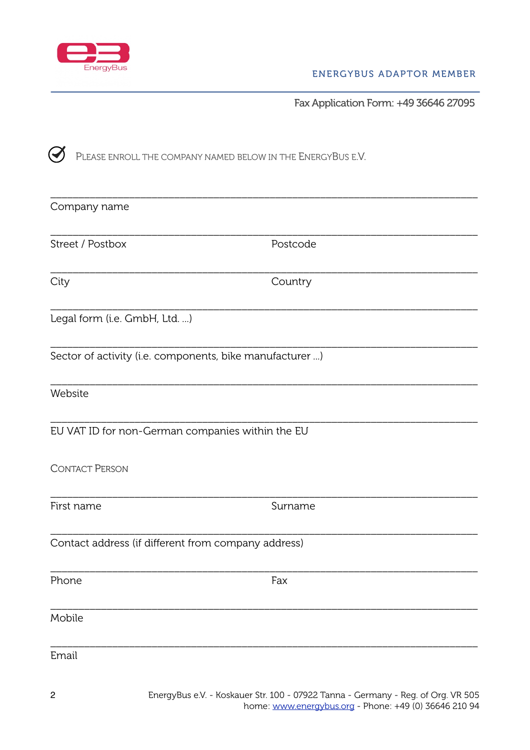ENERGYBUS ADAPTOR MEMBER

Fax Application Form: +49 36646 27095

☑ PLEASE ENROLL THE COMPANY NAMED BELOW IN THE ENERGYBUS E.V.

\_\_\_\_\_\_\_\_\_\_\_\_\_\_\_\_\_\_\_\_\_\_\_\_\_\_\_\_\_\_\_\_\_\_\_\_\_\_\_\_\_\_\_\_\_\_\_\_\_\_\_\_\_\_\_\_\_\_\_\_
Company name

\_\_\_\_\_\_\_\_\_\_\_\_\_\_\_\_\_\_\_\_\_\_\_\_\_\_\_\_\_\_\_\_\_\_\_\_\_\_\_\_\_\_\_\_\_\_\_\_\_\_\_\_\_\_\_\_\_\_\_\_
Street / Postbox Postcode

\_\_\_\_\_\_\_\_\_\_\_\_\_\_\_\_\_\_\_\_\_\_\_\_\_\_\_\_\_\_\_\_\_\_\_\_\_\_\_\_\_\_\_\_\_\_\_\_\_\_\_\_\_\_\_\_\_\_\_\_
City Country

\_\_\_\_\_\_\_\_\_\_\_\_\_\_\_\_\_\_\_\_\_\_\_\_\_\_\_\_\_\_\_\_\_\_\_\_\_\_\_\_\_\_\_\_\_\_\_\_\_\_\_\_\_\_\_\_\_\_\_\_
Legal form (i.e. GmbH, Ltd. ...)

\_\_\_\_\_\_\_\_\_\_\_\_\_\_\_\_\_\_\_\_\_\_\_\_\_\_\_\_\_\_\_\_\_\_\_\_\_\_\_\_\_\_\_\_\_\_\_\_\_\_\_\_\_\_\_\_\_\_\_\_
Sector of activity (i.e. components, bike manufacturer ...)

\_\_\_\_\_\_\_\_\_\_\_\_\_\_\_\_\_\_\_\_\_\_\_\_\_\_\_\_\_\_\_\_\_\_\_\_\_\_\_\_\_\_\_\_\_\_\_\_\_\_\_\_\_\_\_\_\_\_\_\_
Website

\_\_\_\_\_\_\_\_\_\_\_\_\_\_\_\_\_\_\_\_\_\_\_\_\_\_\_\_\_\_\_\_\_\_\_\_\_\_\_\_\_\_\_\_\_\_\_\_\_\_\_\_\_\_\_\_\_\_\_\_
EU VAT ID for non-German companies within the EU

CONTACT PERSON

\_\_\_\_\_\_\_\_\_\_\_\_\_\_\_\_\_\_\_\_\_\_\_\_\_\_\_\_\_\_\_\_\_\_\_\_\_\_\_\_\_\_\_\_\_\_\_\_\_\_\_\_\_\_\_\_\_\_\_\_
First name Surname

\_\_\_\_\_\_\_\_\_\_\_\_\_\_\_\_\_\_\_\_\_\_\_\_\_\_\_\_\_\_\_\_\_\_\_\_\_\_\_\_\_\_\_\_\_\_\_\_\_\_\_\_\_\_\_\_\_\_\_\_
Contact address (if different from company address)

\_\_\_\_\_\_\_\_\_\_\_\_\_\_\_\_\_\_\_\_\_\_\_\_\_\_\_\_\_\_\_\_\_\_\_\_\_\_\_\_\_\_\_\_\_\_\_\_\_\_\_\_\_\_\_\_\_\_\_\_
Phone Fax

\_\_\_\_\_\_\_\_\_\_\_\_\_\_\_\_\_\_\_\_\_\_\_\_\_\_\_\_\_\_\_\_\_\_\_\_\_\_\_\_\_\_\_\_\_\_\_\_\_\_\_\_\_\_\_\_\_\_\_\_
Mobile

\_\_\_\_\_\_\_\_\_\_\_\_\_\_\_\_\_\_\_\_\_\_\_\_\_\_\_\_\_\_\_\_\_\_\_\_\_\_\_\_\_\_\_\_\_\_\_\_\_\_\_\_\_\_\_\_\_\_\_\_
Email

EnergyBus e.V. - Koskauer Str. 100 - 07922 Tanna - Germany - Reg. of Org. VR 505
home: www.energybus.org - Phone: +49 (0) 36646 210 94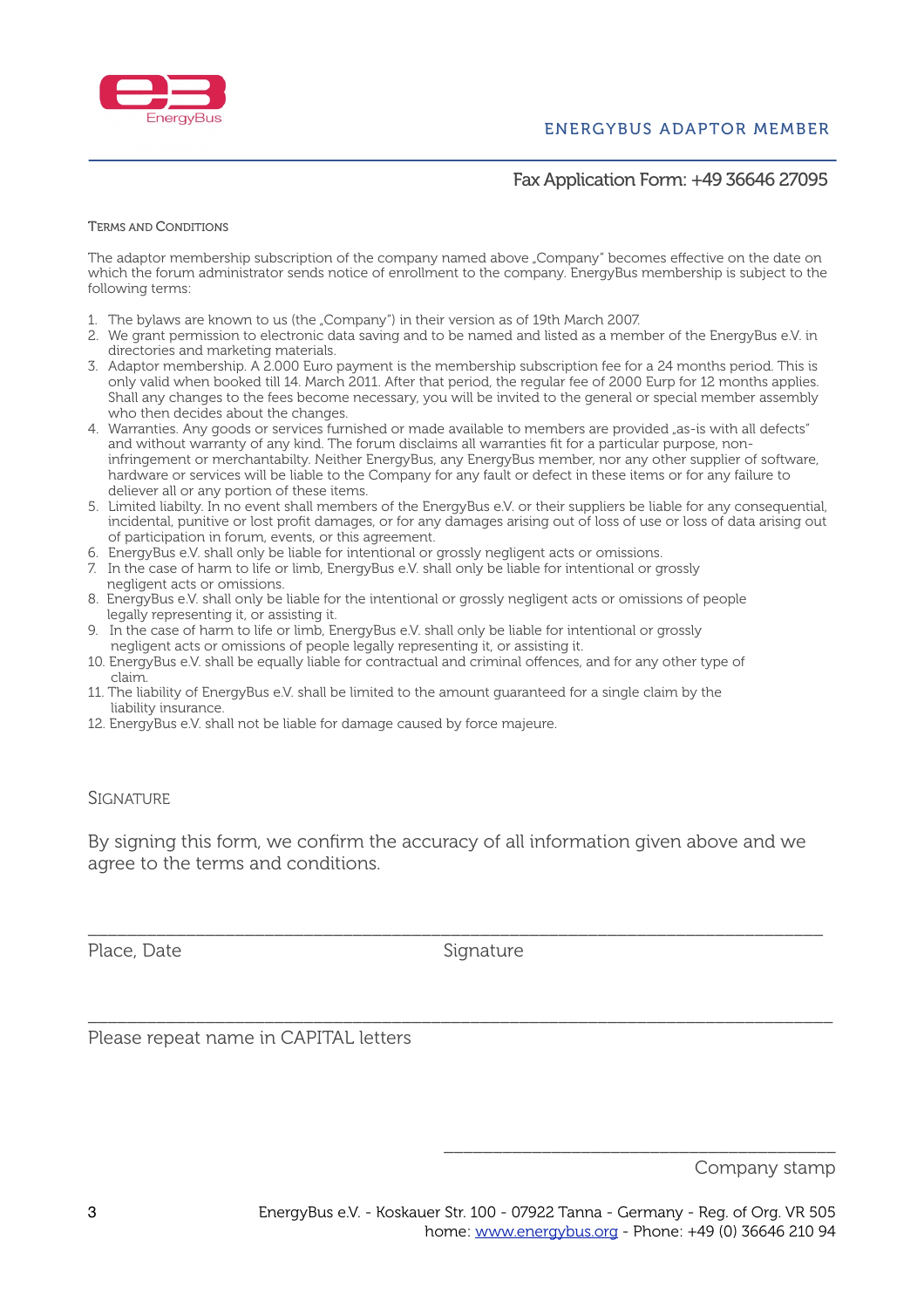ENERGYBUS ADAPTOR MEMBER

Fax Application Form: +49 36646 27095

## Terms and Conditions

The adaptor membership subscription of the company named above „Company" becomes effective on the date on which the forum administrator sends notice of enrollment to the company. EnergyBus membership is subject to the following terms:

1. The bylaws are known to us (the „Company") in their version as of 19th March 2007.
2. We grant permission to electronic data saving and to be named and listed as a member of the EnergyBus e.V. in directories and marketing materials.
3. Adaptor membership. A 2.000 Euro payment is the membership subscription fee for a 24 months period. This is only valid when booked till 14. March 2011. After that period, the regular fee of 2000 Eurp for 12 months applies. Shall any changes to the fees become necessary, you will be invited to the general or special member assembly who then decides about the changes.
4. Warranties. Any goods or services furnished or made available to members are provided „as-is with all defects" and without warranty of any kind. The forum disclaims all warranties fit for a particular purpose, non-infringement or merchantabilty. Neither EnergyBus, any EnergyBus member, nor any other supplier of software, hardware or services will be liable to the Company for any fault or defect in these items or for any failure to deliever all or any portion of these items.
5. Limited liabilty. In no event shall members of the EnergyBus e.V. or their suppliers be liable for any consequential, incidental, punitive or lost profit damages, or for any damages arising out of loss of use or loss of data arising out of participation in forum, events, or this agreement.
6. EnergyBus e.V. shall only be liable for intentional or grossly negligent acts or omissions.
7. In the case of harm to life or limb, EnergyBus e.V. shall only be liable for intentional or grossly negligent acts or omissions.
8. EnergyBus e.V. shall only be liable for the intentional or grossly negligent acts or omissions of people legally representing it, or assisting it.
9. In the case of harm to life or limb, EnergyBus e.V. shall only be liable for intentional or grossly negligent acts or omissions of people legally representing it, or assisting it.
10. EnergyBus e.V. shall be equally liable for contractual and criminal offences, and for any other type of claim.
11. The liability of EnergyBus e.V. shall be limited to the amount guaranteed for a single claim by the liability insurance.
12. EnergyBus e.V. shall not be liable for damage caused by force majeure.

## Signature

By signing this form, we confirm the accuracy of all information given above and we agree to the terms and conditions.

\_\_\_\_\_\_\_\_\_\_\_\_\_\_\_\_\_\_\_\_\_\_\_\_\_\_\_\_\_\_\_\_\_\_\_\_\_\_\_\_\_\_\_\_\_\_\_\_\_\_\_\_\_\_\_\_\_\_\_\_\_\_\_\_

Place, Date                                        Signature

\_\_\_\_\_\_\_\_\_\_\_\_\_\_\_\_\_\_\_\_\_\_\_\_\_\_\_\_\_\_\_\_\_\_\_\_\_\_\_\_\_\_\_\_\_\_\_\_\_\_\_\_\_\_\_\_\_\_\_\_\_\_\_\_

Please repeat name in CAPITAL letters

\_\_\_\_\_\_\_\_\_\_\_\_\_\_\_\_\_\_\_\_\_\_\_\_\_\_\_\_\_\_\_\_\_\_

Company stamp

EnergyBus e.V. - Koskauer Str. 100 - 07922 Tanna - Germany - Reg. of Org. VR 505
home: www.energybus.org - Phone: +49 (0) 36646 210 94